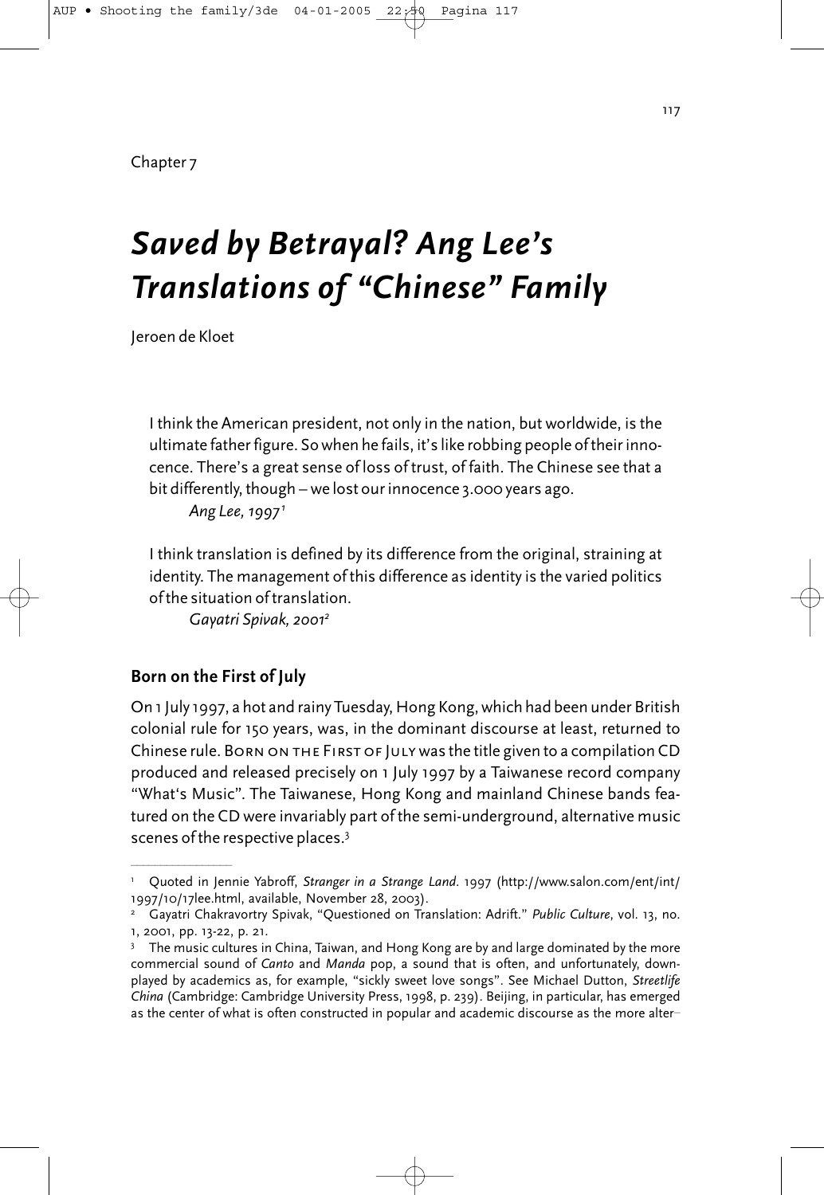Chapter 7

# *Saved by Betrayal? Ang Lee's Translations of "Chinese" Family*

Jeroen de Kloet

> I think the American president, not only in the nation, but worldwide, is the ultimate father figure. So when he fails, it's like robbing people of their innocence. There's a great sense of loss of trust, of faith. The Chinese see that a bit differently, though – we lost our innocence 3.000 years ago.
>
> *Ang Lee, 1997*[1]

> I think translation is defined by its difference from the original, straining at identity. The management of this difference as identity is the varied politics of the situation of translation.
>
> *Gayatri Spivak, 2001*[2]

## Born on the First of July

On 1 July 1997, a hot and rainy Tuesday, Hong Kong, which had been under British colonial rule for 150 years, was, in the dominant discourse at least, returned to Chinese rule. BORN ON THE FIRST OF JULY was the title given to a compilation CD produced and released precisely on 1 July 1997 by a Taiwanese record company "What's Music". The Taiwanese, Hong Kong and mainland Chinese bands featured on the CD were invariably part of the semi-underground, alternative music scenes of the respective places.[3]

---

[1] Quoted in Jennie Yabroff, *Stranger in a Strange Land*. 1997 (http://www.salon.com/ent/int/1997/10/17lee.html, available, November 28, 2003).

[2] Gayatri Chakravortry Spivak, "Questioned on Translation: Adrift." *Public Culture*, vol. 13, no. 1, 2001, pp. 13-22, p. 21.

[3] The music cultures in China, Taiwan, and Hong Kong are by and large dominated by the more commercial sound of *Canto* and *Manda* pop, a sound that is often, and unfortunately, downplayed by academics as, for example, "sickly sweet love songs". See Michael Dutton, *Streetlife China* (Cambridge: Cambridge University Press, 1998, p. 239). Beijing, in particular, has emerged as the center of what is often constructed in popular and academic discourse as the more alter-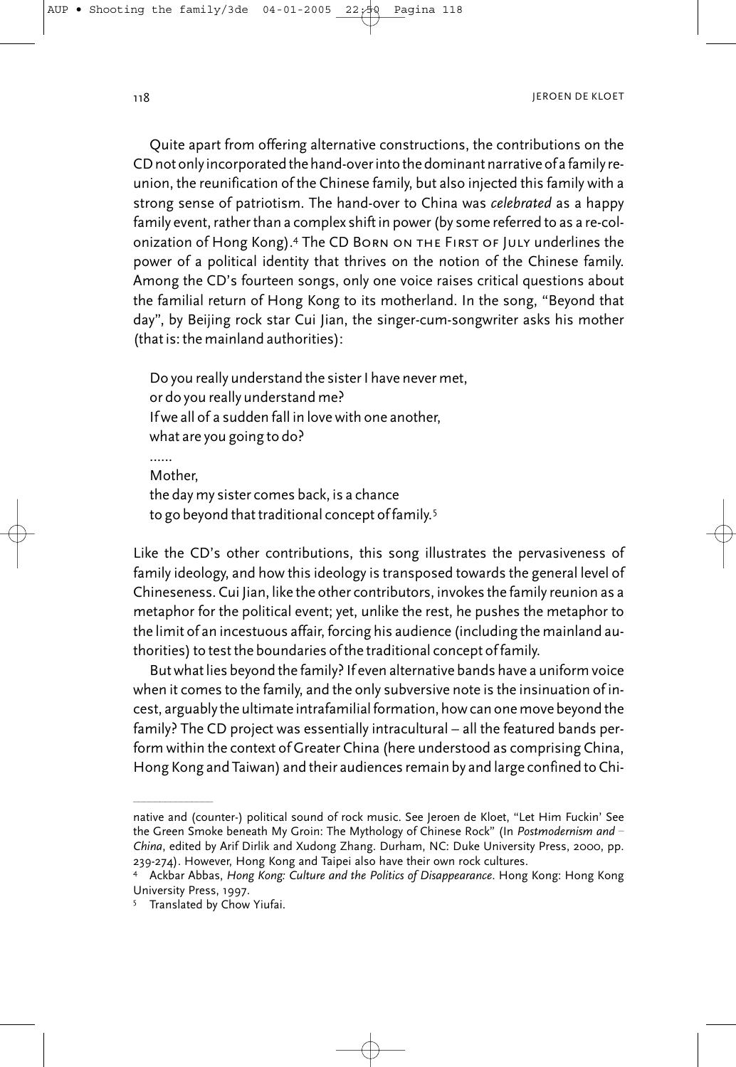Quite apart from offering alternative constructions, the contributions on the CD not only incorporated the hand-over into the dominant narrative of a family reunion, the reunification of the Chinese family, but also injected this family with a strong sense of patriotism. The hand-over to China was *celebrated* as a happy family event, rather than a complex shift in power (by some referred to as a re-colonization of Hong Kong).[4] The CD BORN ON THE FIRST OF JULY underlines the power of a political identity that thrives on the notion of the Chinese family. Among the CD's fourteen songs, only one voice raises critical questions about the familial return of Hong Kong to its motherland. In the song, "Beyond that day", by Beijing rock star Cui Jian, the singer-cum-songwriter asks his mother (that is: the mainland authorities):

> Do you really understand the sister I have never met,
> or do you really understand me?
> If we all of a sudden fall in love with one another,
> what are you going to do?
> ......
> Mother,
> the day my sister comes back, is a chance
> to go beyond that traditional concept of family.[5]

Like the CD's other contributions, this song illustrates the pervasiveness of family ideology, and how this ideology is transposed towards the general level of Chineseness. Cui Jian, like the other contributors, invokes the family reunion as a metaphor for the political event; yet, unlike the rest, he pushes the metaphor to the limit of an incestuous affair, forcing his audience (including the mainland authorities) to test the boundaries of the traditional concept of family.

But what lies beyond the family? If even alternative bands have a uniform voice when it comes to the family, and the only subversive note is the insinuation of incest, arguably the ultimate intrafamilial formation, how can one move beyond the family? The CD project was essentially intracultural – all the featured bands perform within the context of Greater China (here understood as comprising China, Hong Kong and Taiwan) and their audiences remain by and large confined to Chi-

---

native and (counter-) political sound of rock music. See Jeroen de Kloet, "Let Him Fuckin' See the Green Smoke beneath My Groin: The Mythology of Chinese Rock" (In *Postmodernism and China*, edited by Arif Dirlik and Xudong Zhang. Durham, NC: Duke University Press, 2000, pp. 239-274). However, Hong Kong and Taipei also have their own rock cultures.

[4] Ackbar Abbas, *Hong Kong: Culture and the Politics of Disappearance*. Hong Kong: Hong Kong University Press, 1997.

[5] Translated by Chow Yiufai.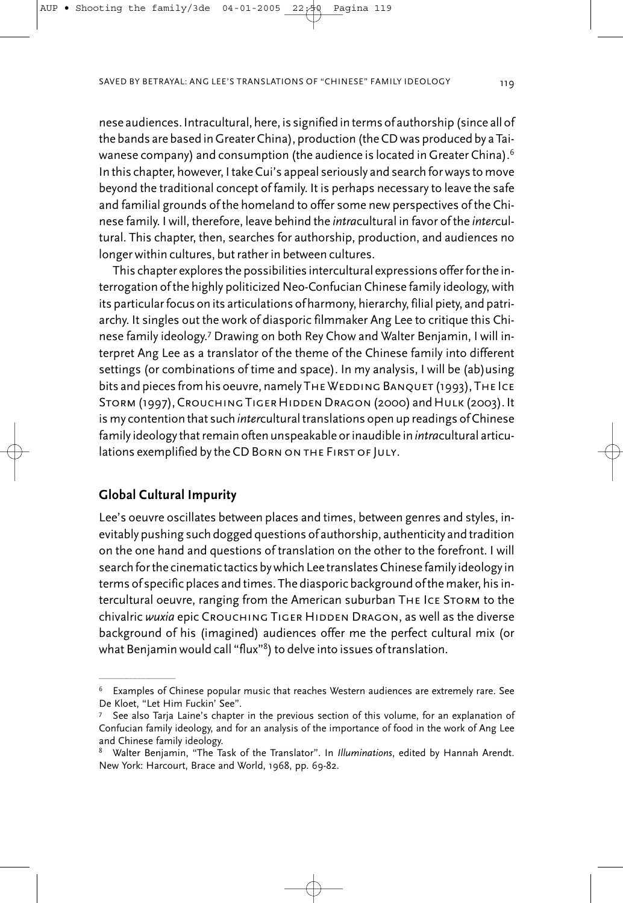nese audiences. Intracultural, here, is signified in terms of authorship (since all of the bands are based in Greater China), production (the CD was produced by a Taiwanese company) and consumption (the audience is located in Greater China).[6] In this chapter, however, I take Cui's appeal seriously and search for ways to move beyond the traditional concept of family. It is perhaps necessary to leave the safe and familial grounds of the homeland to offer some new perspectives of the Chinese family. I will, therefore, leave behind the *intra*cultural in favor of the *inter*cultural. This chapter, then, searches for authorship, production, and audiences no longer within cultures, but rather in between cultures.

This chapter explores the possibilities intercultural expressions offer for the interrogation of the highly politicized Neo-Confucian Chinese family ideology, with its particular focus on its articulations of harmony, hierarchy, filial piety, and patriarchy. It singles out the work of diasporic filmmaker Ang Lee to critique this Chinese family ideology.[7] Drawing on both Rey Chow and Walter Benjamin, I will interpret Ang Lee as a translator of the theme of the Chinese family into different settings (or combinations of time and space). In my analysis, I will be (ab)using bits and pieces from his oeuvre, namely The Wedding Banquet (1993), The Ice Storm (1997), Crouching Tiger Hidden Dragon (2000) and Hulk (2003). It is my contention that such *inter*cultural translations open up readings of Chinese family ideology that remain often unspeakable or inaudible in *intra*cultural articulations exemplified by the CD Born on the First of July.

### Global Cultural Impurity

Lee's oeuvre oscillates between places and times, between genres and styles, inevitably pushing such dogged questions of authorship, authenticity and tradition on the one hand and questions of translation on the other to the forefront. I will search for the cinematic tactics by which Lee translates Chinese family ideology in terms of specific places and times. The diasporic background of the maker, his intercultural oeuvre, ranging from the American suburban The Ice Storm to the chivalric *wuxia* epic Crouching Tiger Hidden Dragon, as well as the diverse background of his (imagined) audiences offer me the perfect cultural mix (or what Benjamin would call "flux"[8]) to delve into issues of translation.

---

[6] Examples of Chinese popular music that reaches Western audiences are extremely rare. See De Kloet, "Let Him Fuckin' See".

[7] See also Tarja Laine's chapter in the previous section of this volume, for an explanation of Confucian family ideology, and for an analysis of the importance of food in the work of Ang Lee and Chinese family ideology.

[8] Walter Benjamin, "The Task of the Translator". In *Illuminations*, edited by Hannah Arendt. New York: Harcourt, Brace and World, 1968, pp. 69-82.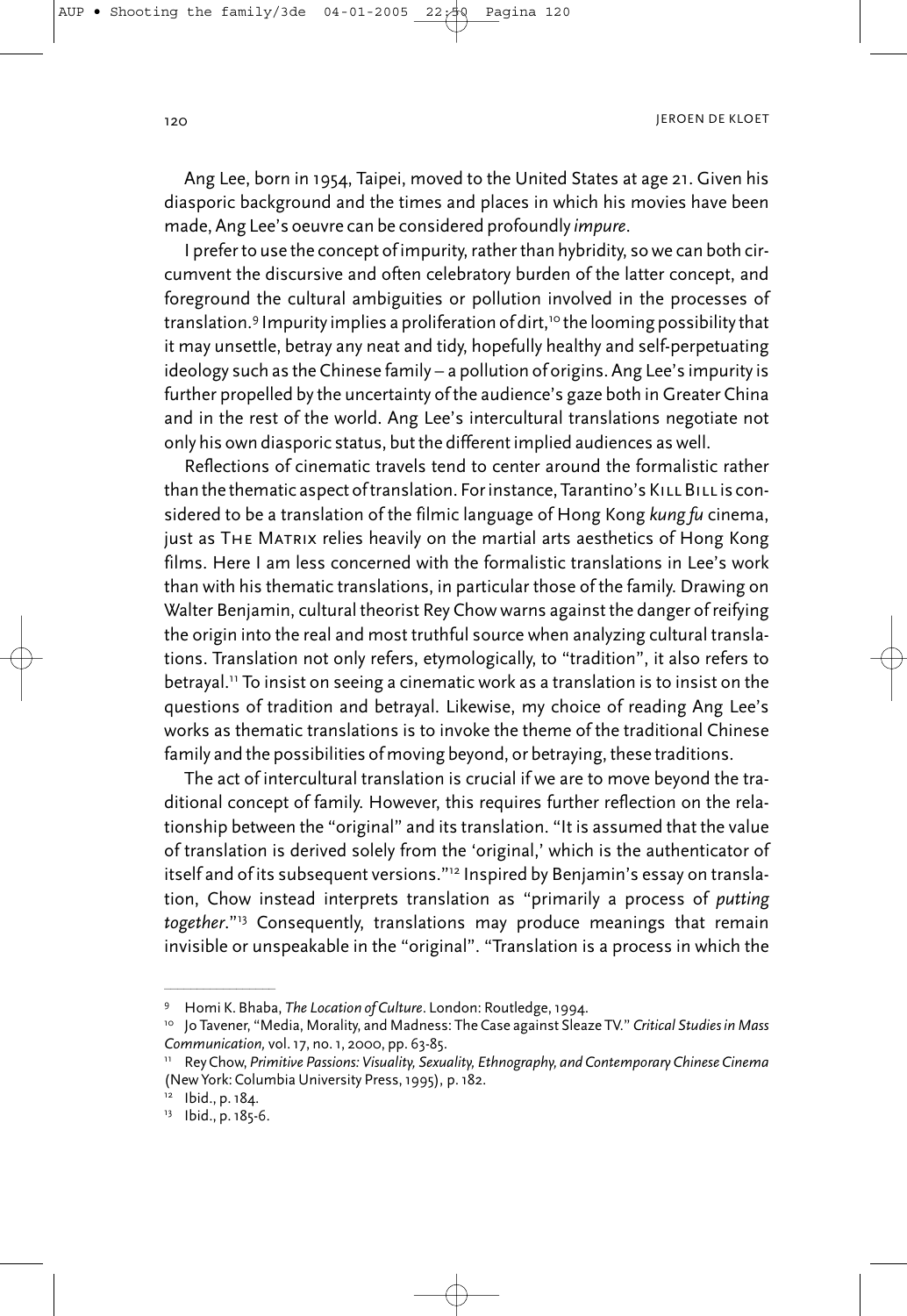Ang Lee, born in 1954, Taipei, moved to the United States at age 21. Given his diasporic background and the times and places in which his movies have been made, Ang Lee's oeuvre can be considered profoundly *impure*.

I prefer to use the concept of impurity, rather than hybridity, so we can both circumvent the discursive and often celebratory burden of the latter concept, and foreground the cultural ambiguities or pollution involved in the processes of translation.[9] Impurity implies a proliferation of dirt,[10] the looming possibility that it may unsettle, betray any neat and tidy, hopefully healthy and self-perpetuating ideology such as the Chinese family – a pollution of origins. Ang Lee's impurity is further propelled by the uncertainty of the audience's gaze both in Greater China and in the rest of the world. Ang Lee's intercultural translations negotiate not only his own diasporic status, but the different implied audiences as well.

Reflections of cinematic travels tend to center around the formalistic rather than the thematic aspect of translation. For instance, Tarantino's KILL BILL is considered to be a translation of the filmic language of Hong Kong *kung fu* cinema, just as THE MATRIX relies heavily on the martial arts aesthetics of Hong Kong films. Here I am less concerned with the formalistic translations in Lee's work than with his thematic translations, in particular those of the family. Drawing on Walter Benjamin, cultural theorist Rey Chow warns against the danger of reifying the origin into the real and most truthful source when analyzing cultural translations. Translation not only refers, etymologically, to "tradition", it also refers to betrayal.[11] To insist on seeing a cinematic work as a translation is to insist on the questions of tradition and betrayal. Likewise, my choice of reading Ang Lee's works as thematic translations is to invoke the theme of the traditional Chinese family and the possibilities of moving beyond, or betraying, these traditions.

The act of intercultural translation is crucial if we are to move beyond the traditional concept of family. However, this requires further reflection on the relationship between the "original" and its translation. "It is assumed that the value of translation is derived solely from the 'original,' which is the authenticator of itself and of its subsequent versions."[12] Inspired by Benjamin's essay on translation, Chow instead interprets translation as "primarily a process of *putting together*."[13] Consequently, translations may produce meanings that remain invisible or unspeakable in the "original". "Translation is a process in which the

---

9 Homi K. Bhaba, *The Location of Culture*. London: Routledge, 1994.

10 Jo Tavener, "Media, Morality, and Madness: The Case against Sleaze TV." *Critical Studies in Mass Communication,* vol. 17, no. 1, 2000, pp. 63-85.

11 Rey Chow, *Primitive Passions: Visuality, Sexuality, Ethnography, and Contemporary Chinese Cinema* (New York: Columbia University Press, 1995), p. 182.

12 Ibid., p. 184.

13 Ibid., p. 185-6.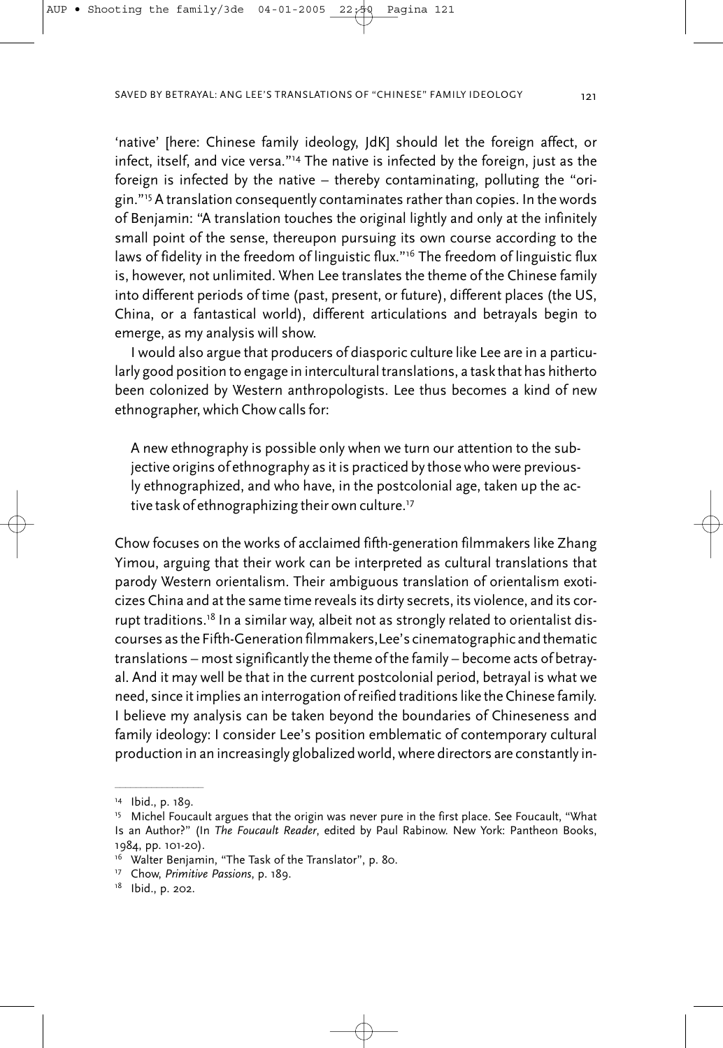'native' [here: Chinese family ideology, JdK] should let the foreign affect, or infect, itself, and vice versa."[14] The native is infected by the foreign, just as the foreign is infected by the native – thereby contaminating, polluting the "origin."[15] A translation consequently contaminates rather than copies. In the words of Benjamin: "A translation touches the original lightly and only at the infinitely small point of the sense, thereupon pursuing its own course according to the laws of fidelity in the freedom of linguistic flux."[16] The freedom of linguistic flux is, however, not unlimited. When Lee translates the theme of the Chinese family into different periods of time (past, present, or future), different places (the US, China, or a fantastical world), different articulations and betrayals begin to emerge, as my analysis will show.

I would also argue that producers of diasporic culture like Lee are in a particularly good position to engage in intercultural translations, a task that has hitherto been colonized by Western anthropologists. Lee thus becomes a kind of new ethnographer, which Chow calls for:

> A new ethnography is possible only when we turn our attention to the subjective origins of ethnography as it is practiced by those who were previously ethnographized, and who have, in the postcolonial age, taken up the active task of ethnographizing their own culture.[17]

Chow focuses on the works of acclaimed fifth-generation filmmakers like Zhang Yimou, arguing that their work can be interpreted as cultural translations that parody Western orientalism. Their ambiguous translation of orientalism exoticizes China and at the same time reveals its dirty secrets, its violence, and its corrupt traditions.[18] In a similar way, albeit not as strongly related to orientalist discourses as the Fifth-Generation filmmakers, Lee's cinematographic and thematic translations – most significantly the theme of the family – become acts of betrayal. And it may well be that in the current postcolonial period, betrayal is what we need, since it implies an interrogation of reified traditions like the Chinese family. I believe my analysis can be taken beyond the boundaries of Chineseness and family ideology: I consider Lee's position emblematic of contemporary cultural production in an increasingly globalized world, where directors are constantly in-

---

[14] Ibid., p. 189.

[15] Michel Foucault argues that the origin was never pure in the first place. See Foucault, "What Is an Author?" (In *The Foucault Reader*, edited by Paul Rabinow. New York: Pantheon Books, 1984, pp. 101-20).

[16] Walter Benjamin, "The Task of the Translator", p. 80.

[17] Chow, *Primitive Passions*, p. 189.

[18] Ibid., p. 202.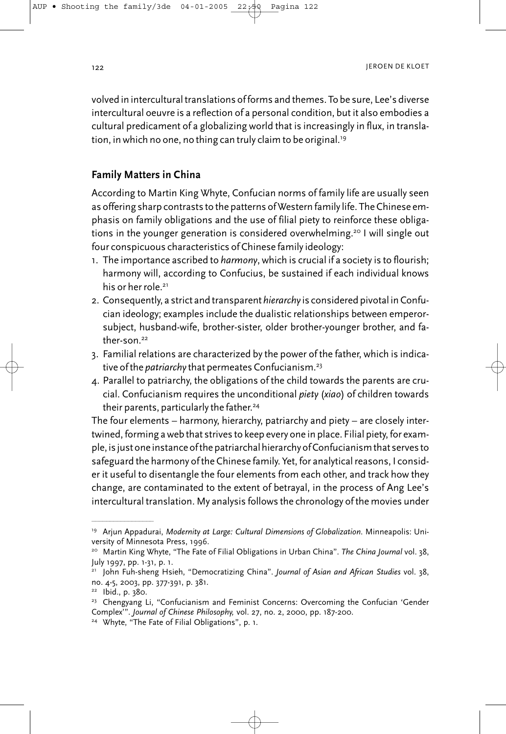volved in intercultural translations of forms and themes. To be sure, Lee's diverse intercultural oeuvre is a reflection of a personal condition, but it also embodies a cultural predicament of a globalizing world that is increasingly in flux, in translation, in which no one, no thing can truly claim to be original.[19]

## Family Matters in China

According to Martin King Whyte, Confucian norms of family life are usually seen as offering sharp contrasts to the patterns of Western family life. The Chinese emphasis on family obligations and the use of filial piety to reinforce these obligations in the younger generation is considered overwhelming.[20] I will single out four conspicuous characteristics of Chinese family ideology:

1. The importance ascribed to *harmony*, which is crucial if a society is to flourish; harmony will, according to Confucius, be sustained if each individual knows his or her role.[21]
2. Consequently, a strict and transparent *hierarchy* is considered pivotal in Confucian ideology; examples include the dualistic relationships between emperor-subject, husband-wife, brother-sister, older brother-younger brother, and father-son.[22]
3. Familial relations are characterized by the power of the father, which is indicative of the *patriarchy* that permeates Confucianism.[23]
4. Parallel to patriarchy, the obligations of the child towards the parents are crucial. Confucianism requires the unconditional *piety* (*xiao*) of children towards their parents, particularly the father.[24]

The four elements – harmony, hierarchy, patriarchy and piety – are closely intertwined, forming a web that strives to keep every one in place. Filial piety, for example, is just one instance of the patriarchal hierarchy of Confucianism that serves to safeguard the harmony of the Chinese family. Yet, for analytical reasons, I consider it useful to disentangle the four elements from each other, and track how they change, are contaminated to the extent of betrayal, in the process of Ang Lee's intercultural translation. My analysis follows the chronology of the movies under

---

[19] Arjun Appadurai, *Modernity at Large: Cultural Dimensions of Globalization*. Minneapolis: University of Minnesota Press, 1996.

[20] Martin King Whyte, "The Fate of Filial Obligations in Urban China". *The China Journal* vol. 38, July 1997, pp. 1-31, p. 1.

[21] John Fuh-sheng Hsieh, "Democratizing China". *Journal of Asian and African Studies* vol. 38, no. 4-5, 2003, pp. 377-391, p. 381.

[22] Ibid., p. 380.

[23] Chengyang Li, "Confucianism and Feminist Concerns: Overcoming the Confucian 'Gender Complex'". *Journal of Chinese Philosophy,* vol. 27, no. 2, 2000, pp. 187-200.

[24] Whyte, "The Fate of Filial Obligations", p. 1.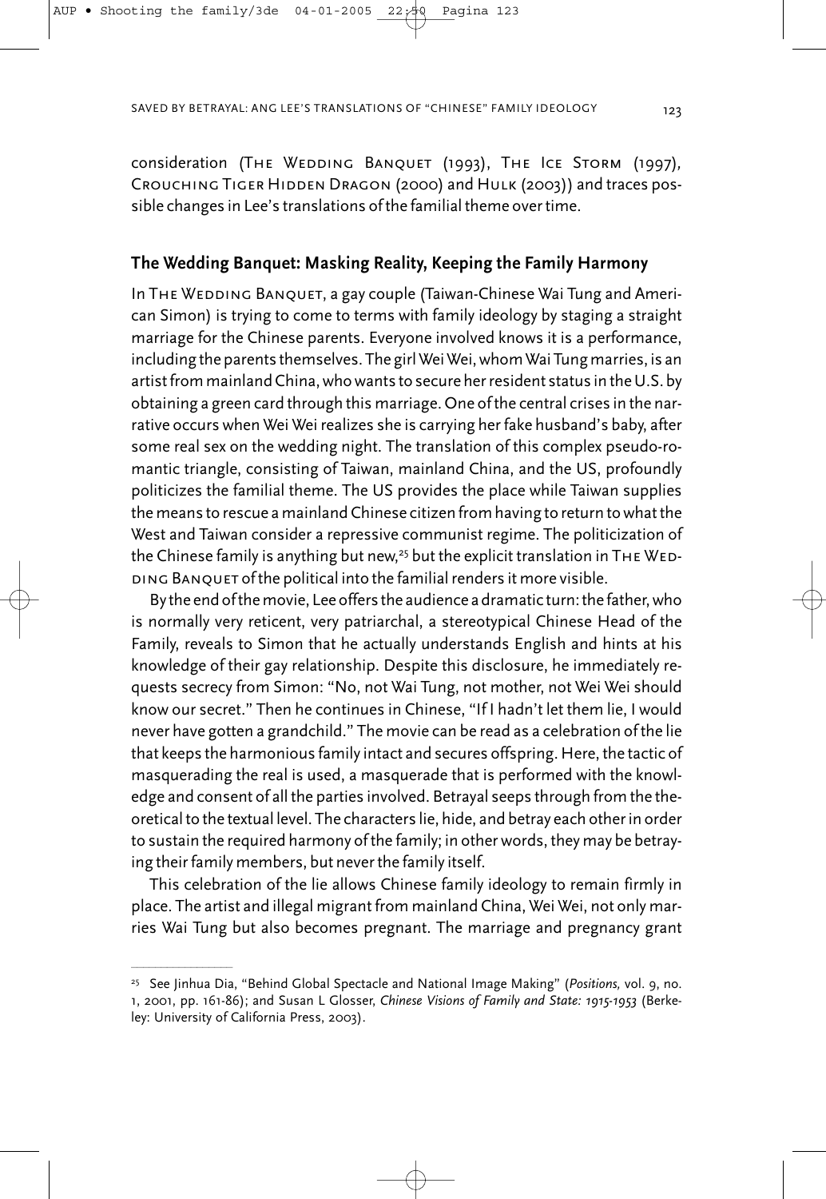consideration (The Wedding Banquet (1993), The Ice Storm (1997), Crouching Tiger Hidden Dragon (2000) and Hulk (2003)) and traces possible changes in Lee's translations of the familial theme over time.

## The Wedding Banquet: Masking Reality, Keeping the Family Harmony

In The Wedding Banquet, a gay couple (Taiwan-Chinese Wai Tung and American Simon) is trying to come to terms with family ideology by staging a straight marriage for the Chinese parents. Everyone involved knows it is a performance, including the parents themselves. The girl Wei Wei, whom Wai Tung marries, is an artist from mainland China, who wants to secure her resident status in the U.S. by obtaining a green card through this marriage. One of the central crises in the narrative occurs when Wei Wei realizes she is carrying her fake husband's baby, after some real sex on the wedding night. The translation of this complex pseudo-romantic triangle, consisting of Taiwan, mainland China, and the US, profoundly politicizes the familial theme. The US provides the place while Taiwan supplies the means to rescue a mainland Chinese citizen from having to return to what the West and Taiwan consider a repressive communist regime. The politicization of the Chinese family is anything but new,[25] but the explicit translation in The Wedding Banquet of the political into the familial renders it more visible.

By the end of the movie, Lee offers the audience a dramatic turn: the father, who is normally very reticent, very patriarchal, a stereotypical Chinese Head of the Family, reveals to Simon that he actually understands English and hints at his knowledge of their gay relationship. Despite this disclosure, he immediately requests secrecy from Simon: "No, not Wai Tung, not mother, not Wei Wei should know our secret." Then he continues in Chinese, "If I hadn't let them lie, I would never have gotten a grandchild." The movie can be read as a celebration of the lie that keeps the harmonious family intact and secures offspring. Here, the tactic of masquerading the real is used, a masquerade that is performed with the knowledge and consent of all the parties involved. Betrayal seeps through from the theoretical to the textual level. The characters lie, hide, and betray each other in order to sustain the required harmony of the family; in other words, they may be betraying their family members, but never the family itself.

This celebration of the lie allows Chinese family ideology to remain firmly in place. The artist and illegal migrant from mainland China, Wei Wei, not only marries Wai Tung but also becomes pregnant. The marriage and pregnancy grant

---

[25] See Jinhua Dia, "Behind Global Spectacle and National Image Making" (*Positions,* vol. 9, no. 1, 2001, pp. 161-86); and Susan L Glosser, *Chinese Visions of Family and State: 1915-1953* (Berkeley: University of California Press, 2003).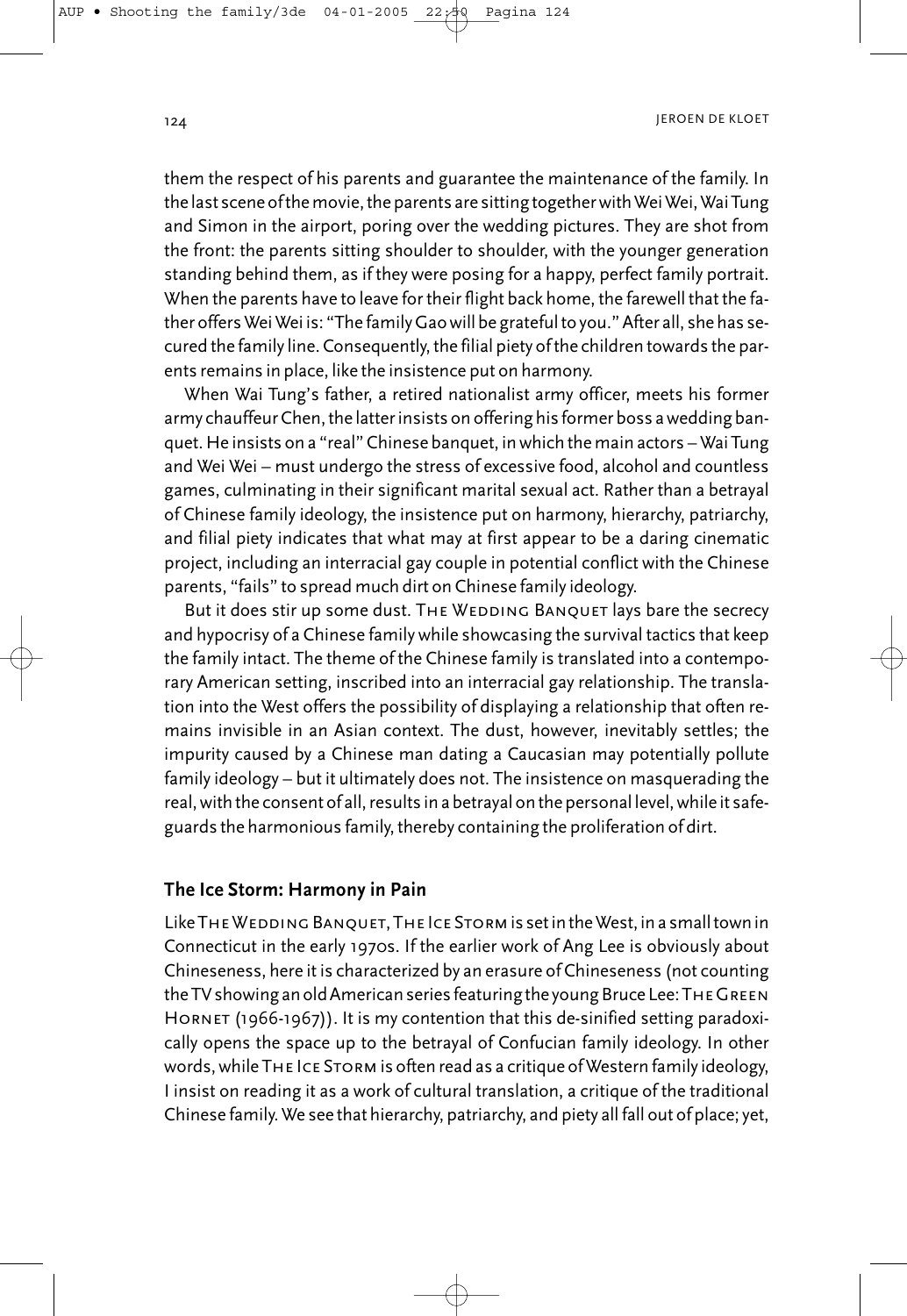them the respect of his parents and guarantee the maintenance of the family. In the last scene of the movie, the parents are sitting together with Wei Wei, Wai Tung and Simon in the airport, poring over the wedding pictures. They are shot from the front: the parents sitting shoulder to shoulder, with the younger generation standing behind them, as if they were posing for a happy, perfect family portrait. When the parents have to leave for their flight back home, the farewell that the father offers Wei Wei is: "The family Gao will be grateful to you." After all, she has secured the family line. Consequently, the filial piety of the children towards the parents remains in place, like the insistence put on harmony.

When Wai Tung's father, a retired nationalist army officer, meets his former army chauffeur Chen, the latter insists on offering his former boss a wedding banquet. He insists on a "real" Chinese banquet, in which the main actors – Wai Tung and Wei Wei – must undergo the stress of excessive food, alcohol and countless games, culminating in their significant marital sexual act. Rather than a betrayal of Chinese family ideology, the insistence put on harmony, hierarchy, patriarchy, and filial piety indicates that what may at first appear to be a daring cinematic project, including an interracial gay couple in potential conflict with the Chinese parents, "fails" to spread much dirt on Chinese family ideology.

But it does stir up some dust. The Wedding Banquet lays bare the secrecy and hypocrisy of a Chinese family while showcasing the survival tactics that keep the family intact. The theme of the Chinese family is translated into a contemporary American setting, inscribed into an interracial gay relationship. The translation into the West offers the possibility of displaying a relationship that often remains invisible in an Asian context. The dust, however, inevitably settles; the impurity caused by a Chinese man dating a Caucasian may potentially pollute family ideology – but it ultimately does not. The insistence on masquerading the real, with the consent of all, results in a betrayal on the personal level, while it safeguards the harmonious family, thereby containing the proliferation of dirt.

### The Ice Storm: Harmony in Pain

Like The Wedding Banquet, The Ice Storm is set in the West, in a small town in Connecticut in the early 1970s. If the earlier work of Ang Lee is obviously about Chineseness, here it is characterized by an erasure of Chineseness (not counting the TV showing an old American series featuring the young Bruce Lee: The Green Hornet (1966-1967)). It is my contention that this de-sinified setting paradoxically opens the space up to the betrayal of Confucian family ideology. In other words, while The Ice Storm is often read as a critique of Western family ideology, I insist on reading it as a work of cultural translation, a critique of the traditional Chinese family. We see that hierarchy, patriarchy, and piety all fall out of place; yet,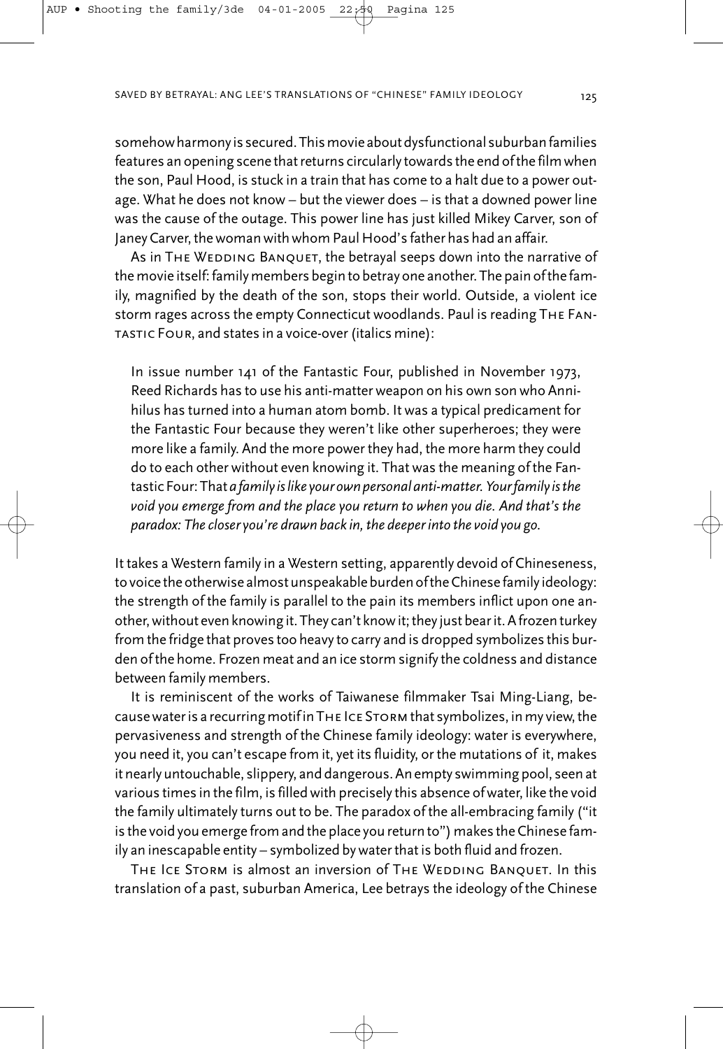somehow harmony is secured. This movie about dysfunctional suburban families features an opening scene that returns circularly towards the end of the film when the son, Paul Hood, is stuck in a train that has come to a halt due to a power outage. What he does not know – but the viewer does – is that a downed power line was the cause of the outage. This power line has just killed Mikey Carver, son of Janey Carver, the woman with whom Paul Hood's father has had an affair.

As in The Wedding Banquet, the betrayal seeps down into the narrative of the movie itself: family members begin to betray one another. The pain of the family, magnified by the death of the son, stops their world. Outside, a violent ice storm rages across the empty Connecticut woodlands. Paul is reading The Fantastic Four, and states in a voice-over (italics mine):

> In issue number 141 of the Fantastic Four, published in November 1973, Reed Richards has to use his anti-matter weapon on his own son who Annihilus has turned into a human atom bomb. It was a typical predicament for the Fantastic Four because they weren't like other superheroes; they were more like a family. And the more power they had, the more harm they could do to each other without even knowing it. That was the meaning of the Fantastic Four: That *a family is like your own personal anti-matter. Your family is the void you emerge from and the place you return to when you die. And that's the paradox: The closer you're drawn back in, the deeper into the void you go.*

It takes a Western family in a Western setting, apparently devoid of Chineseness, to voice the otherwise almost unspeakable burden of the Chinese family ideology: the strength of the family is parallel to the pain its members inflict upon one another, without even knowing it. They can't know it; they just bear it. A frozen turkey from the fridge that proves too heavy to carry and is dropped symbolizes this burden of the home. Frozen meat and an ice storm signify the coldness and distance between family members.

It is reminiscent of the works of Taiwanese filmmaker Tsai Ming-Liang, because water is a recurring motif in The Ice Storm that symbolizes, in my view, the pervasiveness and strength of the Chinese family ideology: water is everywhere, you need it, you can't escape from it, yet its fluidity, or the mutations of it, makes it nearly untouchable, slippery, and dangerous. An empty swimming pool, seen at various times in the film, is filled with precisely this absence of water, like the void the family ultimately turns out to be. The paradox of the all-embracing family ("it is the void you emerge from and the place you return to") makes the Chinese family an inescapable entity – symbolized by water that is both fluid and frozen.

The Ice Storm is almost an inversion of The Wedding Banquet. In this translation of a past, suburban America, Lee betrays the ideology of the Chinese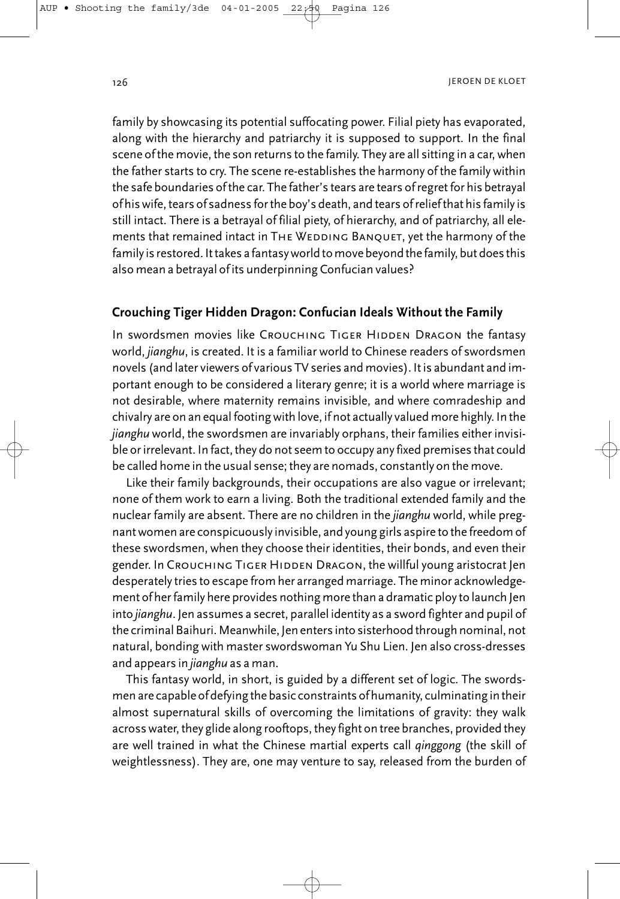family by showcasing its potential suffocating power. Filial piety has evaporated, along with the hierarchy and patriarchy it is supposed to support. In the final scene of the movie, the son returns to the family. They are all sitting in a car, when the father starts to cry. The scene re-establishes the harmony of the family within the safe boundaries of the car. The father's tears are tears of regret for his betrayal of his wife, tears of sadness for the boy's death, and tears of relief that his family is still intact. There is a betrayal of filial piety, of hierarchy, and of patriarchy, all elements that remained intact in THE WEDDING BANQUET, yet the harmony of the family is restored. It takes a fantasy world to move beyond the family, but does this also mean a betrayal of its underpinning Confucian values?

### Crouching Tiger Hidden Dragon: Confucian Ideals Without the Family

In swordsmen movies like CROUCHING TIGER HIDDEN DRAGON the fantasy world, *jianghu*, is created. It is a familiar world to Chinese readers of swordsmen novels (and later viewers of various TV series and movies). It is abundant and important enough to be considered a literary genre; it is a world where marriage is not desirable, where maternity remains invisible, and where comradeship and chivalry are on an equal footing with love, if not actually valued more highly. In the *jianghu* world, the swordsmen are invariably orphans, their families either invisible or irrelevant. In fact, they do not seem to occupy any fixed premises that could be called home in the usual sense; they are nomads, constantly on the move.

Like their family backgrounds, their occupations are also vague or irrelevant; none of them work to earn a living. Both the traditional extended family and the nuclear family are absent. There are no children in the *jianghu* world, while pregnant women are conspicuously invisible, and young girls aspire to the freedom of these swordsmen, when they choose their identities, their bonds, and even their gender. In CROUCHING TIGER HIDDEN DRAGON, the willful young aristocrat Jen desperately tries to escape from her arranged marriage. The minor acknowledgement of her family here provides nothing more than a dramatic ploy to launch Jen into *jianghu*. Jen assumes a secret, parallel identity as a sword fighter and pupil of the criminal Baihuri. Meanwhile, Jen enters into sisterhood through nominal, not natural, bonding with master swordswoman Yu Shu Lien. Jen also cross-dresses and appears in *jianghu* as a man.

This fantasy world, in short, is guided by a different set of logic. The swordsmen are capable of defying the basic constraints of humanity, culminating in their almost supernatural skills of overcoming the limitations of gravity: they walk across water, they glide along rooftops, they fight on tree branches, provided they are well trained in what the Chinese martial experts call *qinggong* (the skill of weightlessness). They are, one may venture to say, released from the burden of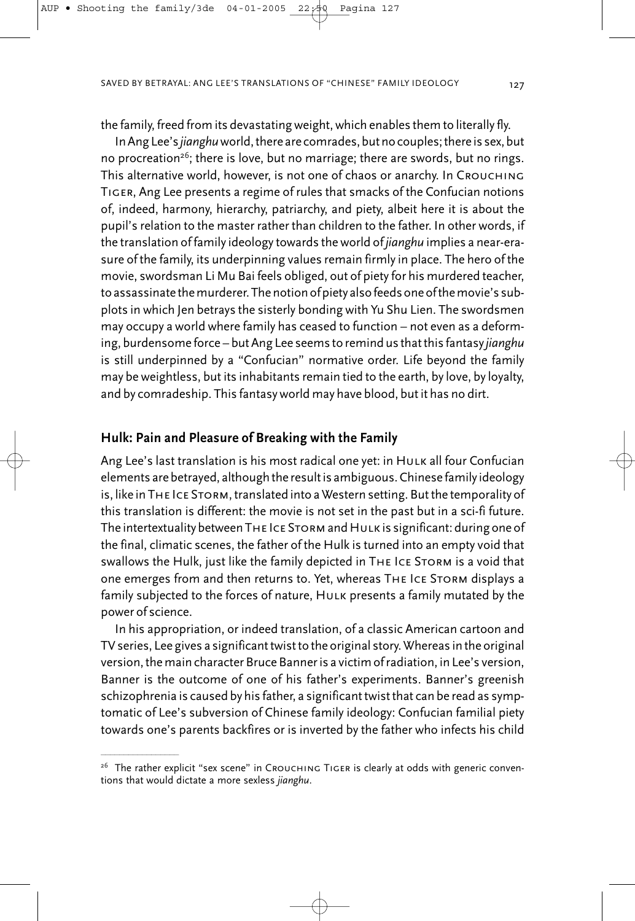the family, freed from its devastating weight, which enables them to literally fly.

In Ang Lee's *jianghu* world, there are comrades, but no couples; there is sex, but no procreation[26]; there is love, but no marriage; there are swords, but no rings. This alternative world, however, is not one of chaos or anarchy. In Crouching Tiger, Ang Lee presents a regime of rules that smacks of the Confucian notions of, indeed, harmony, hierarchy, patriarchy, and piety, albeit here it is about the pupil's relation to the master rather than children to the father. In other words, if the translation of family ideology towards the world of *jianghu* implies a near-erasure of the family, its underpinning values remain firmly in place. The hero of the movie, swordsman Li Mu Bai feels obliged, out of piety for his murdered teacher, to assassinate the murderer. The notion of piety also feeds one of the movie's subplots in which Jen betrays the sisterly bonding with Yu Shu Lien. The swordsmen may occupy a world where family has ceased to function – not even as a deforming, burdensome force – but Ang Lee seems to remind us that this fantasy *jianghu* is still underpinned by a "Confucian" normative order. Life beyond the family may be weightless, but its inhabitants remain tied to the earth, by love, by loyalty, and by comradeship. This fantasy world may have blood, but it has no dirt.

## Hulk: Pain and Pleasure of Breaking with the Family

Ang Lee's last translation is his most radical one yet: in Hulk all four Confucian elements are betrayed, although the result is ambiguous. Chinese family ideology is, like in The Ice Storm, translated into a Western setting. But the temporality of this translation is different: the movie is not set in the past but in a sci-fi future. The intertextuality between The Ice Storm and Hulk is significant: during one of the final, climatic scenes, the father of the Hulk is turned into an empty void that swallows the Hulk, just like the family depicted in The Ice Storm is a void that one emerges from and then returns to. Yet, whereas The Ice Storm displays a family subjected to the forces of nature, Hulk presents a family mutated by the power of science.

In his appropriation, or indeed translation, of a classic American cartoon and TV series, Lee gives a significant twist to the original story. Whereas in the original version, the main character Bruce Banner is a victim of radiation, in Lee's version, Banner is the outcome of one of his father's experiments. Banner's greenish schizophrenia is caused by his father, a significant twist that can be read as symptomatic of Lee's subversion of Chinese family ideology: Confucian familial piety towards one's parents backfires or is inverted by the father who infects his child

[26] The rather explicit "sex scene" in Crouching Tiger is clearly at odds with generic conventions that would dictate a more sexless *jianghu*.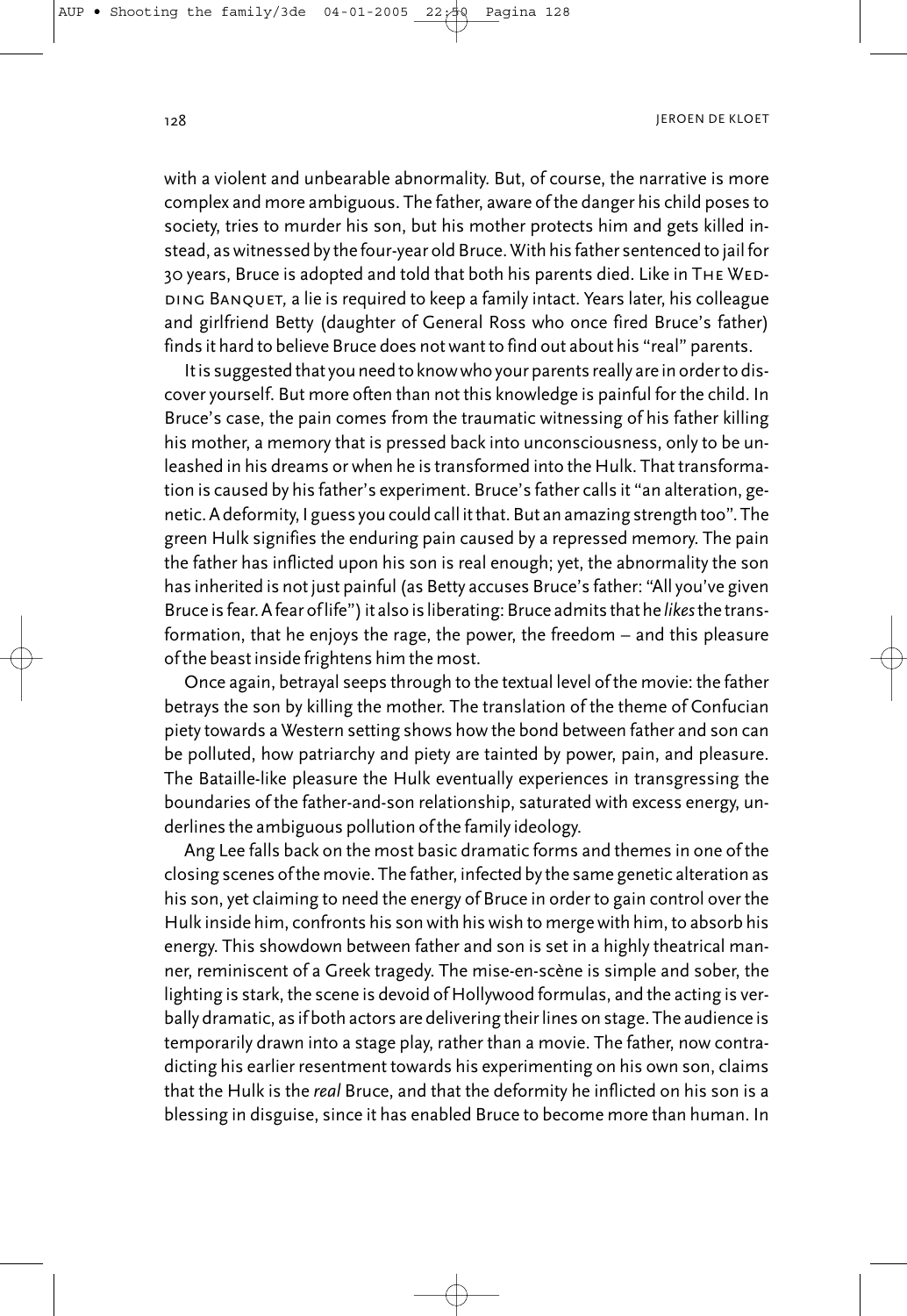with a violent and unbearable abnormality. But, of course, the narrative is more complex and more ambiguous. The father, aware of the danger his child poses to society, tries to murder his son, but his mother protects him and gets killed instead, as witnessed by the four-year old Bruce. With his father sentenced to jail for 30 years, Bruce is adopted and told that both his parents died. Like in The Wedding Banquet, a lie is required to keep a family intact. Years later, his colleague and girlfriend Betty (daughter of General Ross who once fired Bruce's father) finds it hard to believe Bruce does not want to find out about his "real" parents.

It is suggested that you need to know who your parents really are in order to discover yourself. But more often than not this knowledge is painful for the child. In Bruce's case, the pain comes from the traumatic witnessing of his father killing his mother, a memory that is pressed back into unconsciousness, only to be unleashed in his dreams or when he is transformed into the Hulk. That transformation is caused by his father's experiment. Bruce's father calls it "an alteration, genetic. A deformity, I guess you could call it that. But an amazing strength too". The green Hulk signifies the enduring pain caused by a repressed memory. The pain the father has inflicted upon his son is real enough; yet, the abnormality the son has inherited is not just painful (as Betty accuses Bruce's father: "All you've given Bruce is fear. A fear of life") it also is liberating: Bruce admits that he *likes* the transformation, that he enjoys the rage, the power, the freedom – and this pleasure of the beast inside frightens him the most.

Once again, betrayal seeps through to the textual level of the movie: the father betrays the son by killing the mother. The translation of the theme of Confucian piety towards a Western setting shows how the bond between father and son can be polluted, how patriarchy and piety are tainted by power, pain, and pleasure. The Bataille-like pleasure the Hulk eventually experiences in transgressing the boundaries of the father-and-son relationship, saturated with excess energy, underlines the ambiguous pollution of the family ideology.

Ang Lee falls back on the most basic dramatic forms and themes in one of the closing scenes of the movie. The father, infected by the same genetic alteration as his son, yet claiming to need the energy of Bruce in order to gain control over the Hulk inside him, confronts his son with his wish to merge with him, to absorb his energy. This showdown between father and son is set in a highly theatrical manner, reminiscent of a Greek tragedy. The mise-en-scène is simple and sober, the lighting is stark, the scene is devoid of Hollywood formulas, and the acting is verbally dramatic, as if both actors are delivering their lines on stage. The audience is temporarily drawn into a stage play, rather than a movie. The father, now contradicting his earlier resentment towards his experimenting on his own son, claims that the Hulk is the *real* Bruce, and that the deformity he inflicted on his son is a blessing in disguise, since it has enabled Bruce to become more than human. In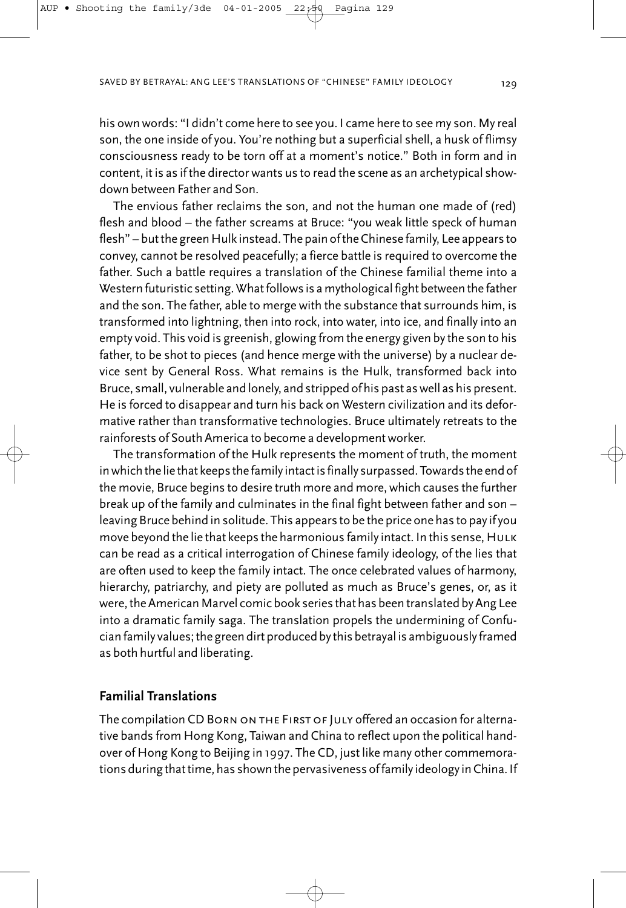his own words: "I didn't come here to see you. I came here to see my son. My real son, the one inside of you. You're nothing but a superficial shell, a husk of flimsy consciousness ready to be torn off at a moment's notice." Both in form and in content, it is as if the director wants us to read the scene as an archetypical showdown between Father and Son.

The envious father reclaims the son, and not the human one made of (red) flesh and blood – the father screams at Bruce: "you weak little speck of human flesh" – but the green Hulk instead. The pain of the Chinese family, Lee appears to convey, cannot be resolved peacefully; a fierce battle is required to overcome the father. Such a battle requires a translation of the Chinese familial theme into a Western futuristic setting. What follows is a mythological fight between the father and the son. The father, able to merge with the substance that surrounds him, is transformed into lightning, then into rock, into water, into ice, and finally into an empty void. This void is greenish, glowing from the energy given by the son to his father, to be shot to pieces (and hence merge with the universe) by a nuclear device sent by General Ross. What remains is the Hulk, transformed back into Bruce, small, vulnerable and lonely, and stripped of his past as well as his present. He is forced to disappear and turn his back on Western civilization and its deformative rather than transformative technologies. Bruce ultimately retreats to the rainforests of South America to become a development worker.

The transformation of the Hulk represents the moment of truth, the moment in which the lie that keeps the family intact is finally surpassed. Towards the end of the movie, Bruce begins to desire truth more and more, which causes the further break up of the family and culminates in the final fight between father and son – leaving Bruce behind in solitude. This appears to be the price one has to pay if you move beyond the lie that keeps the harmonious family intact. In this sense, Hulk can be read as a critical interrogation of Chinese family ideology, of the lies that are often used to keep the family intact. The once celebrated values of harmony, hierarchy, patriarchy, and piety are polluted as much as Bruce's genes, or, as it were, the American Marvel comic book series that has been translated by Ang Lee into a dramatic family saga. The translation propels the undermining of Confucian family values; the green dirt produced by this betrayal is ambiguously framed as both hurtful and liberating.

## Familial Translations

The compilation CD Born on the First of July offered an occasion for alternative bands from Hong Kong, Taiwan and China to reflect upon the political handover of Hong Kong to Beijing in 1997. The CD, just like many other commemorations during that time, has shown the pervasiveness of family ideology in China. If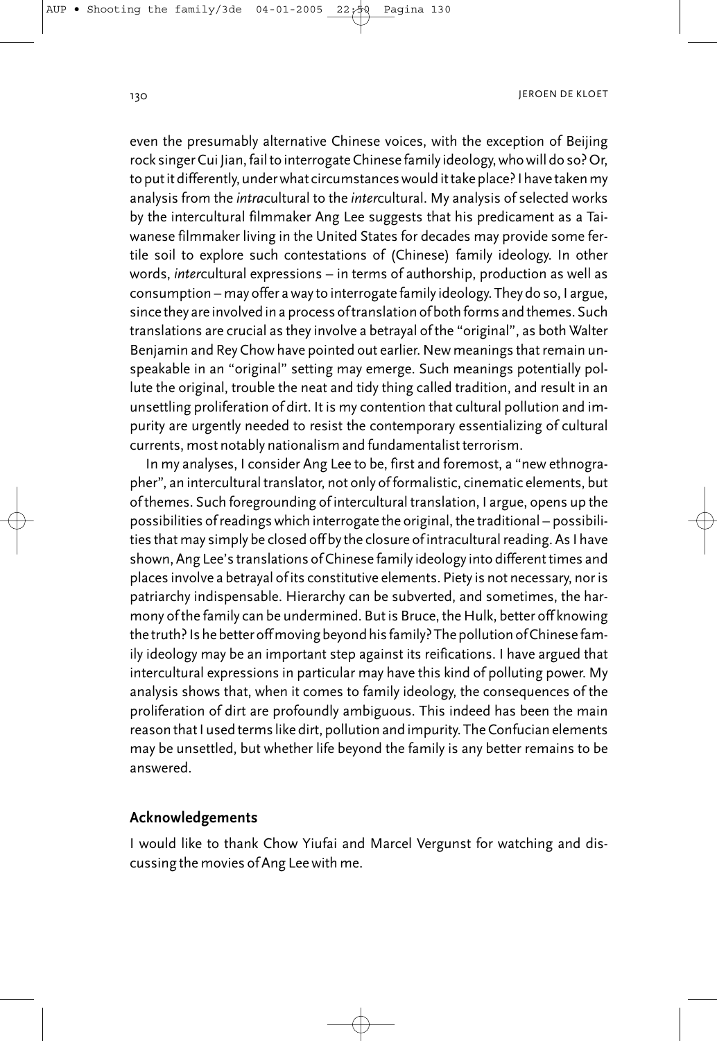even the presumably alternative Chinese voices, with the exception of Beijing rock singer Cui Jian, fail to interrogate Chinese family ideology, who will do so? Or, to put it differently, under what circumstances would it take place? I have taken my analysis from the *intra*cultural to the *inter*cultural. My analysis of selected works by the intercultural filmmaker Ang Lee suggests that his predicament as a Taiwanese filmmaker living in the United States for decades may provide some fertile soil to explore such contestations of (Chinese) family ideology. In other words, *inter*cultural expressions – in terms of authorship, production as well as consumption – may offer a way to interrogate family ideology. They do so, I argue, since they are involved in a process of translation of both forms and themes. Such translations are crucial as they involve a betrayal of the "original", as both Walter Benjamin and Rey Chow have pointed out earlier. New meanings that remain unspeakable in an "original" setting may emerge. Such meanings potentially pollute the original, trouble the neat and tidy thing called tradition, and result in an unsettling proliferation of dirt. It is my contention that cultural pollution and impurity are urgently needed to resist the contemporary essentializing of cultural currents, most notably nationalism and fundamentalist terrorism.

In my analyses, I consider Ang Lee to be, first and foremost, a "new ethnographer", an intercultural translator, not only of formalistic, cinematic elements, but of themes. Such foregrounding of intercultural translation, I argue, opens up the possibilities of readings which interrogate the original, the traditional – possibilities that may simply be closed off by the closure of intracultural reading. As I have shown, Ang Lee's translations of Chinese family ideology into different times and places involve a betrayal of its constitutive elements. Piety is not necessary, nor is patriarchy indispensable. Hierarchy can be subverted, and sometimes, the harmony of the family can be undermined. But is Bruce, the Hulk, better off knowing the truth? Is he better off moving beyond his family? The pollution of Chinese family ideology may be an important step against its reifications. I have argued that intercultural expressions in particular may have this kind of polluting power. My analysis shows that, when it comes to family ideology, the consequences of the proliferation of dirt are profoundly ambiguous. This indeed has been the main reason that I used terms like dirt, pollution and impurity. The Confucian elements may be unsettled, but whether life beyond the family is any better remains to be answered.

## Acknowledgements

I would like to thank Chow Yiufai and Marcel Vergunst for watching and discussing the movies of Ang Lee with me.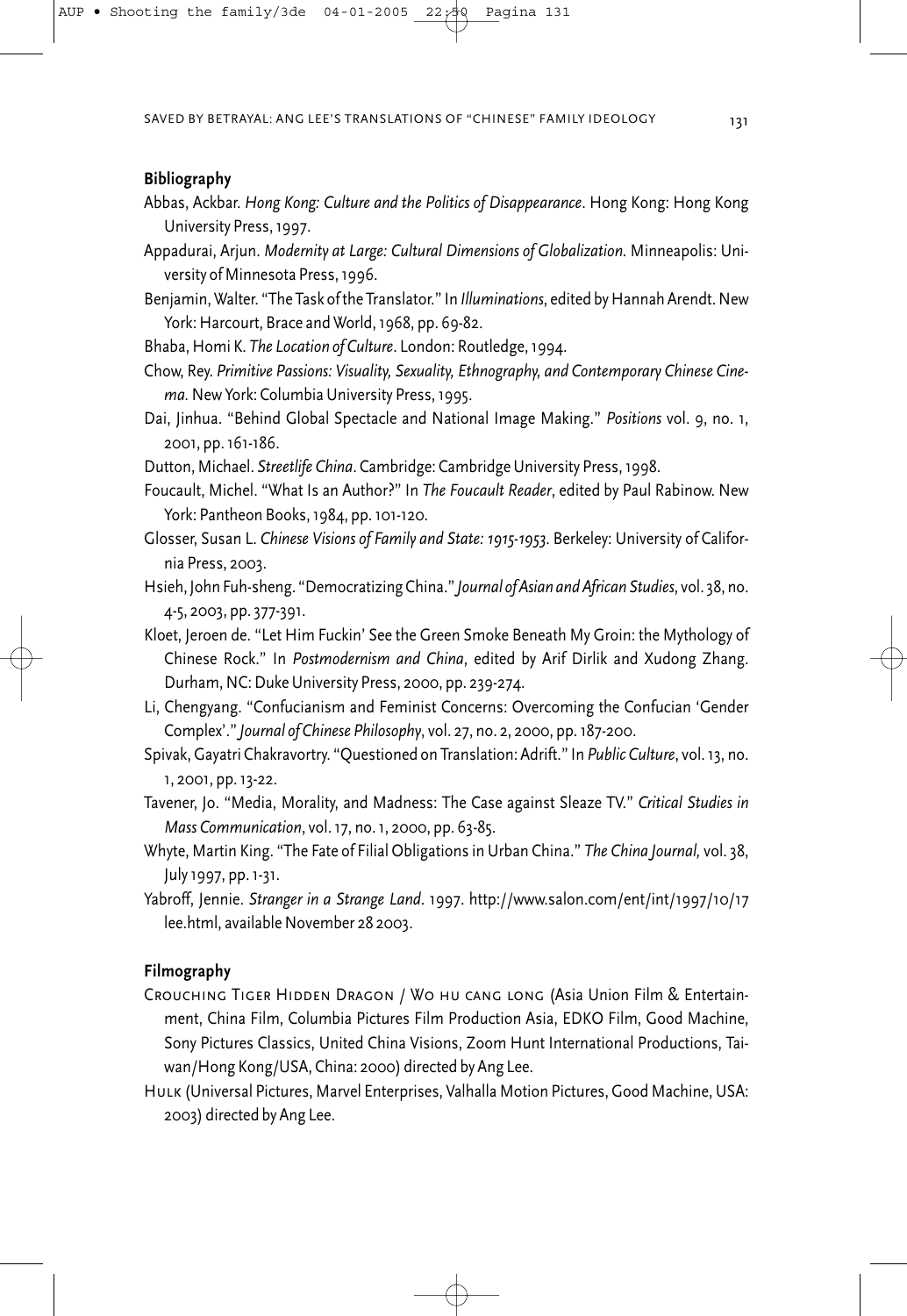## Bibliography

Abbas, Ackbar. *Hong Kong: Culture and the Politics of Disappearance*. Hong Kong: Hong Kong University Press, 1997.

Appadurai, Arjun. *Modernity at Large: Cultural Dimensions of Globalization.* Minneapolis: University of Minnesota Press, 1996.

Benjamin, Walter. "The Task of the Translator." In *Illuminations*, edited by Hannah Arendt. New York: Harcourt, Brace and World, 1968, pp. 69-82.

Bhaba, Homi K. *The Location of Culture*. London: Routledge, 1994.

Chow, Rey. *Primitive Passions: Visuality, Sexuality, Ethnography, and Contemporary Chinese Cinema.* New York: Columbia University Press, 1995.

Dai, Jinhua. "Behind Global Spectacle and National Image Making." *Positions* vol. 9, no. 1, 2001, pp. 161-186.

Dutton, Michael. *Streetlife China*. Cambridge: Cambridge University Press, 1998.

Foucault, Michel. "What Is an Author?" In *The Foucault Reader*, edited by Paul Rabinow. New York: Pantheon Books, 1984, pp. 101-120.

Glosser, Susan L. *Chinese Visions of Family and State: 1915-1953.* Berkeley: University of California Press, 2003.

Hsieh, John Fuh-sheng. "Democratizing China." *Journal of Asian and African Studies*, vol. 38, no. 4-5, 2003, pp. 377-391.

Kloet, Jeroen de. "Let Him Fuckin' See the Green Smoke Beneath My Groin: the Mythology of Chinese Rock." In *Postmodernism and China*, edited by Arif Dirlik and Xudong Zhang. Durham, NC: Duke University Press, 2000, pp. 239-274.

Li, Chengyang. "Confucianism and Feminist Concerns: Overcoming the Confucian 'Gender Complex'." *Journal of Chinese Philosophy*, vol. 27, no. 2, 2000, pp. 187-200.

Spivak, Gayatri Chakravortry. "Questioned on Translation: Adrift." In *Public Culture*, vol. 13, no. 1, 2001, pp. 13-22.

Tavener, Jo. "Media, Morality, and Madness: The Case against Sleaze TV." *Critical Studies in Mass Communication*, vol. 17, no. 1, 2000, pp. 63-85.

Whyte, Martin King. "The Fate of Filial Obligations in Urban China." *The China Journal,* vol. 38, July 1997, pp. 1-31.

Yabroff, Jennie. *Stranger in a Strange Land*. 1997. http://www.salon.com/ent/int/1997/10/17 lee.html, available November 28 2003.

## Filmography

Crouching Tiger Hidden Dragon / Wo hu cang long (Asia Union Film & Entertainment, China Film, Columbia Pictures Film Production Asia, EDKO Film, Good Machine, Sony Pictures Classics, United China Visions, Zoom Hunt International Productions, Taiwan/Hong Kong/USA, China: 2000) directed by Ang Lee.

Hulk (Universal Pictures, Marvel Enterprises, Valhalla Motion Pictures, Good Machine, USA: 2003) directed by Ang Lee.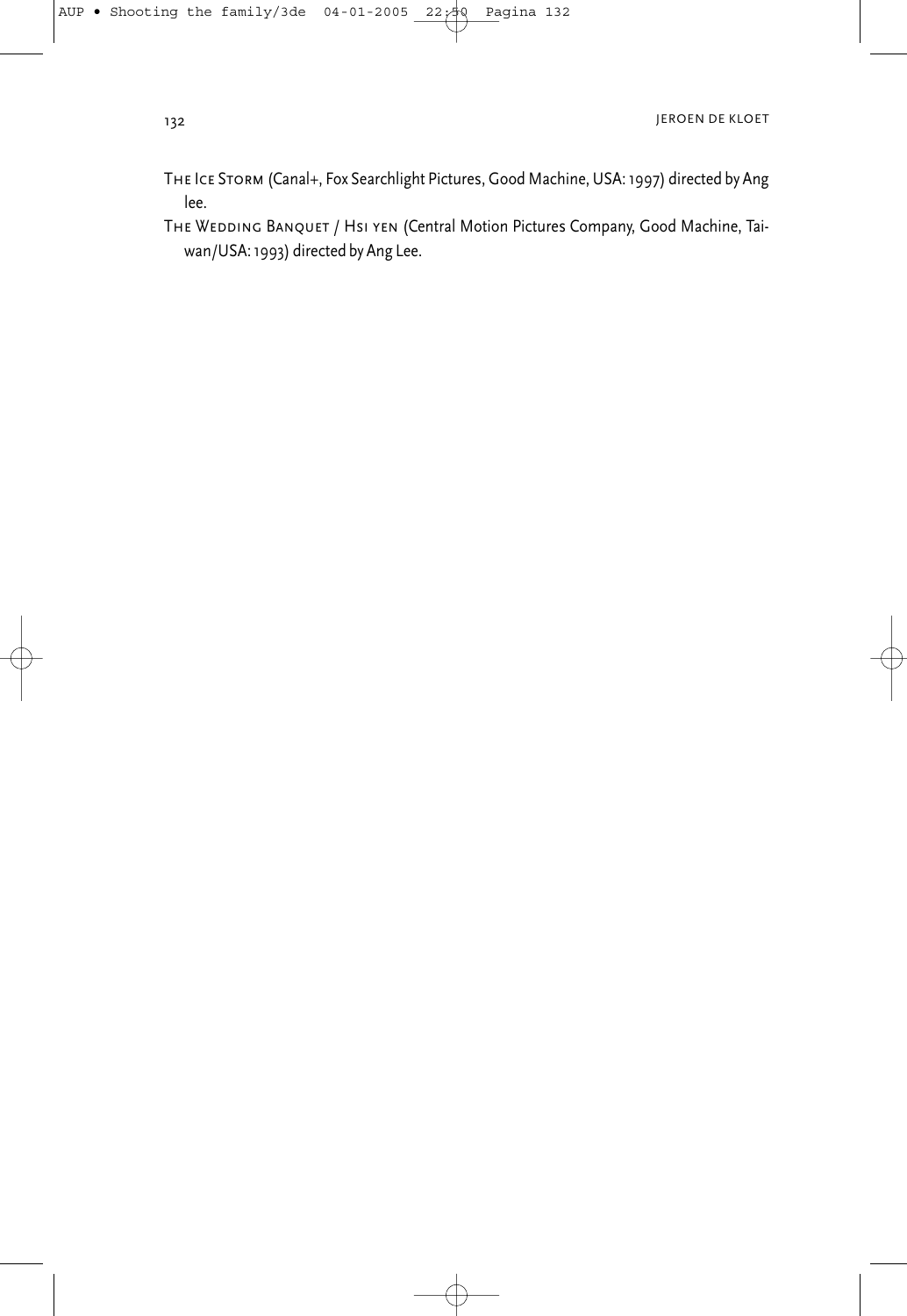The Ice Storm (Canal+, Fox Searchlight Pictures, Good Machine, USA: 1997) directed by Ang lee.

The Wedding Banquet / Hsi yen (Central Motion Pictures Company, Good Machine, Taiwan/USA: 1993) directed by Ang Lee.